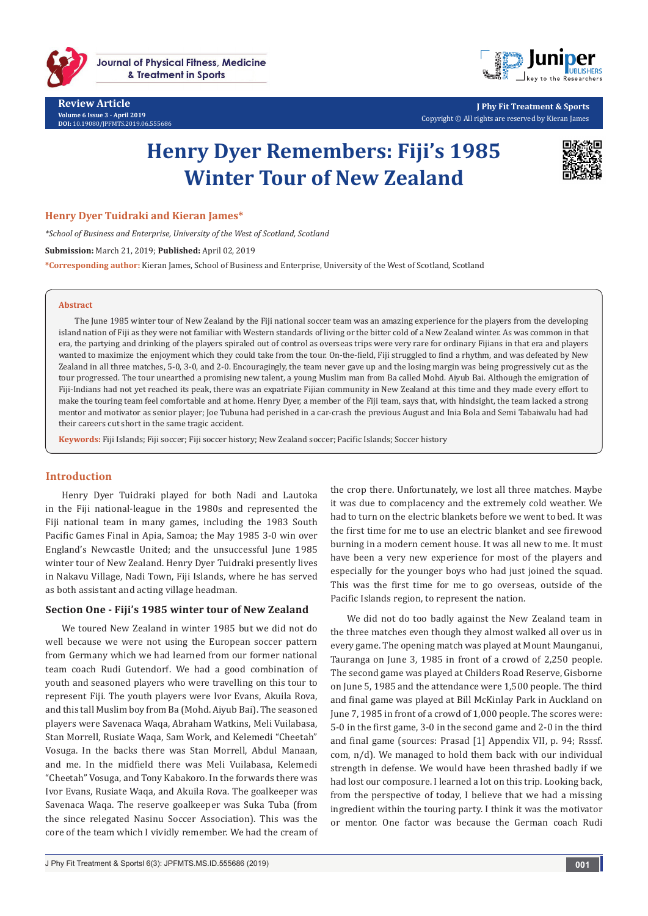Review Article

Volume 6 Issue 3 - April 2019

DOI: 10.19080/JPFMTS.2019.06.555686

J Phy Fit Treatment & Sports

Copyright © All rights are reserved by Kieran James

# Henry Dyer Remembers: Fiji's 1985 Winter Tour of New Zealand

**Henry Dyer Tuidraki and Kieran James***

*\*School of Business and Enterprise, University of the West of Scotland, Scotland*

**Submission:** March 21, 2019; **Published:** April 02, 2019

***Corresponding author:** Kieran James, School of Business and Enterprise, University of the West of Scotland, Scotland

## Abstract

The June 1985 winter tour of New Zealand by the Fiji national soccer team was an amazing experience for the players from the developing island nation of Fiji as they were not familiar with Western standards of living or the bitter cold of a New Zealand winter. As was common in that era, the partying and drinking of the players spiraled out of control as overseas trips were very rare for ordinary Fijians in that era and players wanted to maximize the enjoyment which they could take from the tour. On-the-field, Fiji struggled to find a rhythm, and was defeated by New Zealand in all three matches, 5-0, 3-0, and 2-0. Encouragingly, the team never gave up and the losing margin was being progressively cut as the tour progressed. The tour unearthed a promising new talent, a young Muslim man from Ba called Mohd. Aiyub Bai. Although the emigration of Fiji-Indians had not yet reached its peak, there was an expatriate Fijian community in New Zealand at this time and they made every effort to make the touring team feel comfortable and at home. Henry Dyer, a member of the Fiji team, says that, with hindsight, the team lacked a strong mentor and motivator as senior player; Joe Tubuna had perished in a car-crash the previous August and Inia Bola and Semi Tabaiwalu had had their careers cut short in the same tragic accident.

**Keywords:** Fiji Islands; Fiji soccer; Fiji soccer history; New Zealand soccer; Pacific Islands; Soccer history

## Introduction

Henry Dyer Tuidraki played for both Nadi and Lautoka in the Fiji national-league in the 1980s and represented the Fiji national team in many games, including the 1983 South Pacific Games Final in Apia, Samoa; the May 1985 3-0 win over England's Newcastle United; and the unsuccessful June 1985 winter tour of New Zealand. Henry Dyer Tuidraki presently lives in Nakavu Village, Nadi Town, Fiji Islands, where he has served as both assistant and acting village headman.

### Section One - Fiji's 1985 winter tour of New Zealand

We toured New Zealand in winter 1985 but we did not do well because we were not using the European soccer pattern from Germany which we had learned from our former national team coach Rudi Gutendorf. We had a good combination of youth and seasoned players who were travelling on this tour to represent Fiji. The youth players were Ivor Evans, Akuila Rova, and this tall Muslim boy from Ba (Mohd. Aiyub Bai). The seasoned players were Savenaca Waqa, Abraham Watkins, Meli Vuilabasa, Stan Morrell, Rusiate Waqa, Sam Work, and Kelemedi "Cheetah" Vosuga. In the backs there was Stan Morrell, Abdul Manaan, and me. In the midfield there was Meli Vuilabasa, Kelemedi "Cheetah" Vosuga, and Tony Kabakoro. In the forwards there was Ivor Evans, Rusiate Waqa, and Akuila Rova. The goalkeeper was Savenaca Waqa. The reserve goalkeeper was Suka Tuba (from the since relegated Nasinu Soccer Association). This was the core of the team which I vividly remember. We had the cream of the crop there. Unfortunately, we lost all three matches. Maybe it was due to complacency and the extremely cold weather. We had to turn on the electric blankets before we went to bed. It was the first time for me to use an electric blanket and see firewood burning in a modern cement house. It was all new to me. It must have been a very new experience for most of the players and especially for the younger boys who had just joined the squad. This was the first time for me to go overseas, outside of the Pacific Islands region, to represent the nation.

We did not do too badly against the New Zealand team in the three matches even though they almost walked all over us in every game. The opening match was played at Mount Maunganui, Tauranga on June 3, 1985 in front of a crowd of 2,250 people. The second game was played at Childers Road Reserve, Gisborne on June 5, 1985 and the attendance were 1,500 people. The third and final game was played at Bill McKinlay Park in Auckland on June 7, 1985 in front of a crowd of 1,000 people. The scores were: 5-0 in the first game, 3-0 in the second game and 2-0 in the third and final game (sources: Prasad [1] Appendix VII, p. 94; Rsssf.com, n/d). We managed to hold them back with our individual strength in defense. We would have been thrashed badly if we had lost our composure. I learned a lot on this trip. Looking back, from the perspective of today, I believe that we had a missing ingredient within the touring party. I think it was the motivator or mentor. One factor was because the German coach Rudi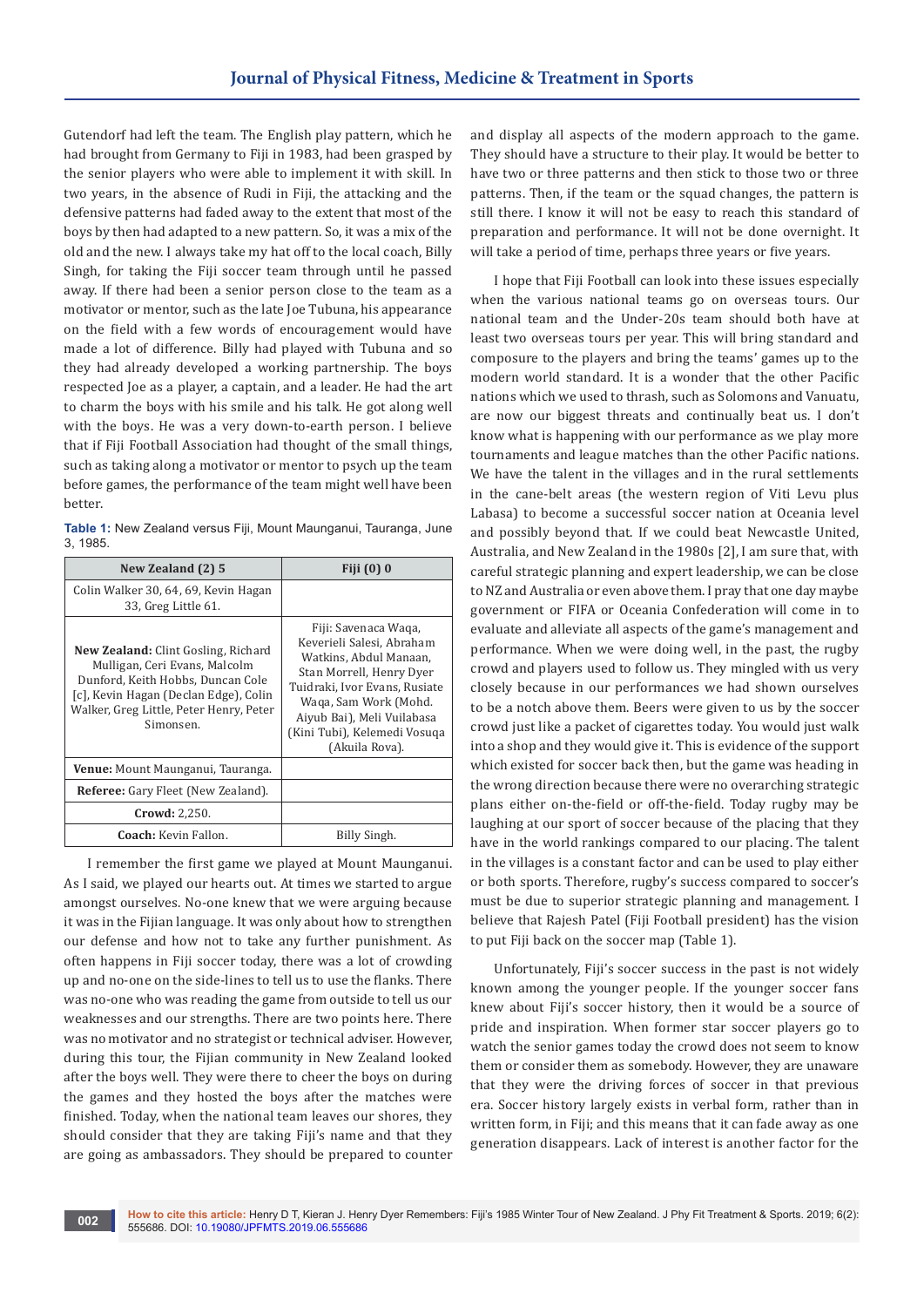Gutendorf had left the team. The English play pattern, which he had brought from Germany to Fiji in 1983, had been grasped by the senior players who were able to implement it with skill. In two years, in the absence of Rudi in Fiji, the attacking and the defensive patterns had faded away to the extent that most of the boys by then had adapted to a new pattern. So, it was a mix of the old and the new. I always take my hat off to the local coach, Billy Singh, for taking the Fiji soccer team through until he passed away. If there had been a senior person close to the team as a motivator or mentor, such as the late Joe Tubuna, his appearance on the field with a few words of encouragement would have made a lot of difference. Billy had played with Tubuna and so they had already developed a working partnership. The boys respected Joe as a player, a captain, and a leader. He had the art to charm the boys with his smile and his talk. He got along well with the boys. He was a very down-to-earth person. I believe that if Fiji Football Association had thought of the small things, such as taking along a motivator or mentor to psych up the team before games, the performance of the team might well have been better.

**Table 1:** New Zealand versus Fiji, Mount Maunganui, Tauranga, June 3, 1985.

| New Zealand (2) 5 | Fiji (0) 0 |
|---|---|
| Colin Walker 30, 64, 69, Kevin Hagan 33, Greg Little 61. | |
| **New Zealand:** Clint Gosling, Richard Mulligan, Ceri Evans, Malcolm Dunford, Keith Hobbs, Duncan Cole [c], Kevin Hagan (Declan Edge), Colin Walker, Greg Little, Peter Henry, Peter Simonsen. | Fiji: Savenaca Waqa, Keverieli Salesi, Abraham Watkins, Abdul Manaan, Stan Morrell, Henry Dyer Tuidraki, Ivor Evans, Rusiate Waqa, Sam Work (Mohd. Aiyub Bai), Meli Vuilabasa (Kini Tubi), Kelemedi Vosuqa (Akuila Rova). |
| **Venue:** Mount Maunganui, Tauranga. | |
| **Referee:** Gary Fleet (New Zealand). | |
| **Crowd:** 2,250. | |
| **Coach:** Kevin Fallon. | Billy Singh. |

I remember the first game we played at Mount Maunganui. As I said, we played our hearts out. At times we started to argue amongst ourselves. No-one knew that we were arguing because it was in the Fijian language. It was only about how to strengthen our defense and how not to take any further punishment. As often happens in Fiji soccer today, there was a lot of crowding up and no-one on the side-lines to tell us to use the flanks. There was no-one who was reading the game from outside to tell us our weaknesses and our strengths. There are two points here. There was no motivator and no strategist or technical adviser. However, during this tour, the Fijian community in New Zealand looked after the boys well. They were there to cheer the boys on during the games and they hosted the boys after the matches were finished. Today, when the national team leaves our shores, they should consider that they are taking Fiji's name and that they are going as ambassadors. They should be prepared to counter and display all aspects of the modern approach to the game. They should have a structure to their play. It would be better to have two or three patterns and then stick to those two or three patterns. Then, if the team or the squad changes, the pattern is still there. I know it will not be easy to reach this standard of preparation and performance. It will not be done overnight. It will take a period of time, perhaps three years or five years.

I hope that Fiji Football can look into these issues especially when the various national teams go on overseas tours. Our national team and the Under-20s team should both have at least two overseas tours per year. This will bring standard and composure to the players and bring the teams' games up to the modern world standard. It is a wonder that the other Pacific nations which we used to thrash, such as Solomons and Vanuatu, are now our biggest threats and continually beat us. I don't know what is happening with our performance as we play more tournaments and league matches than the other Pacific nations. We have the talent in the villages and in the rural settlements in the cane-belt areas (the western region of Viti Levu plus Labasa) to become a successful soccer nation at Oceania level and possibly beyond that. If we could beat Newcastle United, Australia, and New Zealand in the 1980s [2], I am sure that, with careful strategic planning and expert leadership, we can be close to NZ and Australia or even above them. I pray that one day maybe government or FIFA or Oceania Confederation will come in to evaluate and alleviate all aspects of the game's management and performance. When we were doing well, in the past, the rugby crowd and players used to follow us. They mingled with us very closely because in our performances we had shown ourselves to be a notch above them. Beers were given to us by the soccer crowd just like a packet of cigarettes today. You would just walk into a shop and they would give it. This is evidence of the support which existed for soccer back then, but the game was heading in the wrong direction because there were no overarching strategic plans either on-the-field or off-the-field. Today rugby may be laughing at our sport of soccer because of the placing that they have in the world rankings compared to our placing. The talent in the villages is a constant factor and can be used to play either or both sports. Therefore, rugby's success compared to soccer's must be due to superior strategic planning and management. I believe that Rajesh Patel (Fiji Football president) has the vision to put Fiji back on the soccer map (Table 1).

Unfortunately, Fiji's soccer success in the past is not widely known among the younger people. If the younger soccer fans knew about Fiji's soccer history, then it would be a source of pride and inspiration. When former star soccer players go to watch the senior games today the crowd does not seem to know them or consider them as somebody. However, they are unaware that they were the driving forces of soccer in that previous era. Soccer history largely exists in verbal form, rather than in written form, in Fiji; and this means that it can fade away as one generation disappears. Lack of interest is another factor for the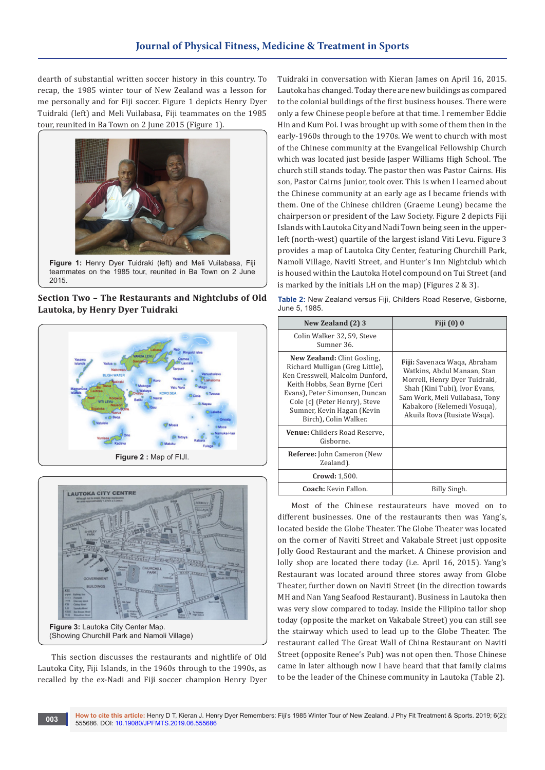dearth of substantial written soccer history in this country. To recap, the 1985 winter tour of New Zealand was a lesson for me personally and for Fiji soccer. Figure 1 depicts Henry Dyer Tuidraki (left) and Meli Vuilabasa, Fiji teammates on the 1985 tour, reunited in Ba Town on 2 June 2015 (Figure 1).

**Figure 1:** Henry Dyer Tuidraki (left) and Meli Vuilabasa, Fiji teammates on the 1985 tour, reunited in Ba Town on 2 June 2015.

## Section Two – The Restaurants and Nightclubs of Old Lautoka, by Henry Dyer Tuidraki

**Figure 2 :** Map of FIJI.

**Figure 3:** Lautoka City Center Map. (Showing Churchill Park and Namoli Village)

This section discusses the restaurants and nightlife of Old Lautoka City, Fiji Islands, in the 1960s through to the 1990s, as recalled by the ex-Nadi and Fiji soccer champion Henry Dyer Tuidraki in conversation with Kieran James on April 16, 2015. Lautoka has changed. Today there are new buildings as compared to the colonial buildings of the first business houses. There were only a few Chinese people before at that time. I remember Eddie Hin and Kum Poi. I was brought up with some of them then in the early-1960s through to the 1970s. We went to church with most of the Chinese community at the Evangelical Fellowship Church which was located just beside Jasper Williams High School. The church still stands today. The pastor then was Pastor Cairns. His son, Pastor Cairns Junior, took over. This is when I learned about the Chinese community at an early age as I became friends with them. One of the Chinese children (Graeme Leung) became the chairperson or president of the Law Society. Figure 2 depicts Fiji Islands with Lautoka City and Nadi Town being seen in the upper-left (north-west) quartile of the largest island Viti Levu. Figure 3 provides a map of Lautoka City Center, featuring Churchill Park, Namoli Village, Naviti Street, and Hunter's Inn Nightclub which is housed within the Lautoka Hotel compound on Tui Street (and is marked by the initials LH on the map) (Figures 2 & 3).

**Table 2:** New Zealand versus Fiji, Childers Road Reserve, Gisborne, June 5, 1985.

| New Zealand (2) 3 | Fiji (0) 0 |
|---|---|
| Colin Walker 32, 59, Steve Sumner 36. | |
| **New Zealand:** Clint Gosling, Richard Mulligan (Greg Little), Ken Cresswell, Malcolm Dunford, Keith Hobbs, Sean Byrne (Ceri Evans), Peter Simonsen, Duncan Cole [c] (Peter Henry), Steve Sumner, Kevin Hagan (Kevin Birch), Colin Walker. | **Fiji:** Savenaca Waqa, Abraham Watkins, Abdul Manaan, Stan Morrell, Henry Dyer Tuidraki, Shah (Kini Tubi), Ivor Evans, Sam Work, Meli Vuilabasa, Tony Kabakoro (Kelemedi Vosuqa), Akuila Rova (Rusiate Waqa). |
| **Venue:** Childers Road Reserve, Gisborne. | |
| **Referee:** John Cameron (New Zealand). | |
| **Crowd:** 1,500. | |
| **Coach:** Kevin Fallon. | Billy Singh. |

Most of the Chinese restaurateurs have moved on to different businesses. One of the restaurants then was Yang's, located beside the Globe Theater. The Globe Theater was located on the corner of Naviti Street and Vakabale Street just opposite Jolly Good Restaurant and the market. A Chinese provision and lolly shop are located there today (i.e. April 16, 2015). Yang's Restaurant was located around three stores away from Globe Theater, further down on Naviti Street (in the direction towards MH and Nan Yang Seafood Restaurant). Business in Lautoka then was very slow compared to today. Inside the Filipino tailor shop today (opposite the market on Vakabale Street) you can still see the stairway which used to lead up to the Globe Theater. The restaurant called The Great Wall of China Restaurant on Naviti Street (opposite Renee's Pub) was not open then. Those Chinese came in later although now I have heard that that family claims to be the leader of the Chinese community in Lautoka (Table 2).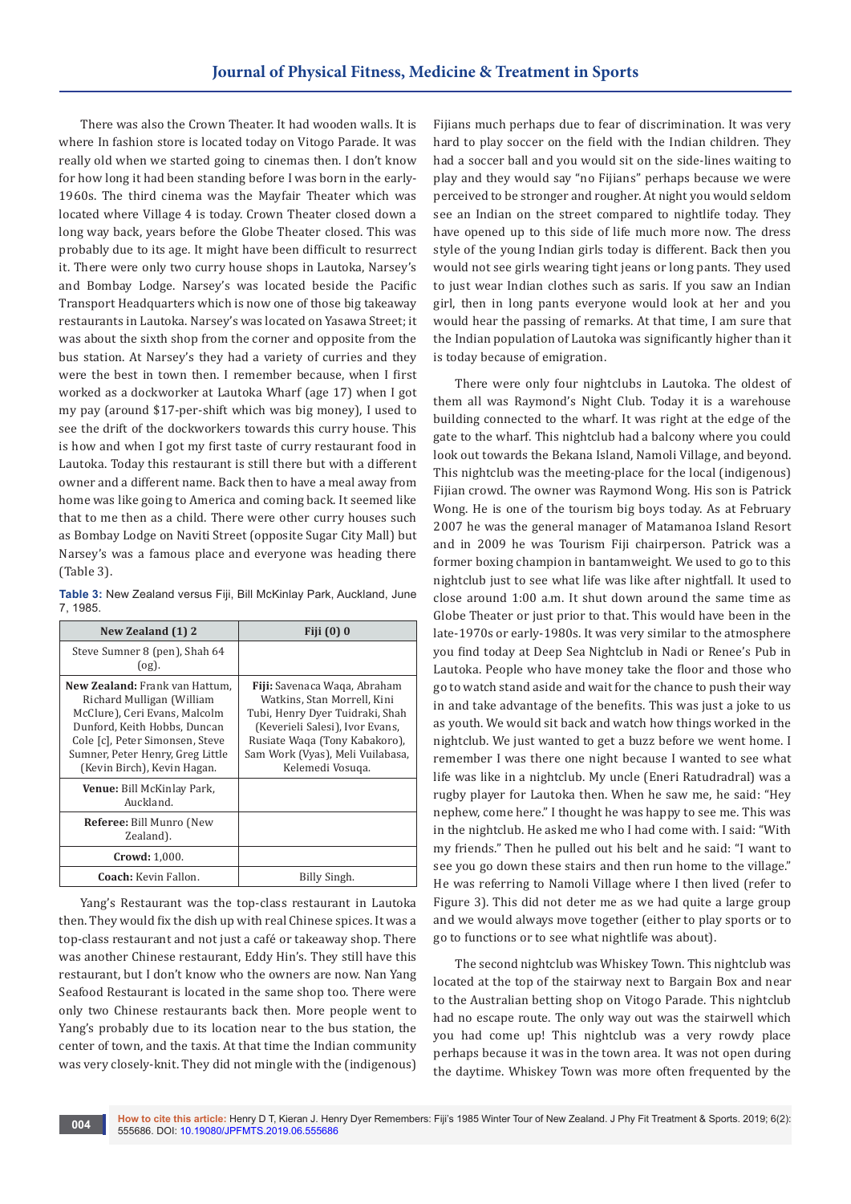There was also the Crown Theater. It had wooden walls. It is where In fashion store is located today on Vitogo Parade. It was really old when we started going to cinemas then. I don't know for how long it had been standing before I was born in the early-1960s. The third cinema was the Mayfair Theater which was located where Village 4 is today. Crown Theater closed down a long way back, years before the Globe Theater closed. This was probably due to its age. It might have been difficult to resurrect it. There were only two curry house shops in Lautoka, Narsey's and Bombay Lodge. Narsey's was located beside the Pacific Transport Headquarters which is now one of those big takeaway restaurants in Lautoka. Narsey's was located on Yasawa Street; it was about the sixth shop from the corner and opposite from the bus station. At Narsey's they had a variety of curries and they were the best in town then. I remember because, when I first worked as a dockworker at Lautoka Wharf (age 17) when I got my pay (around $17-per-shift which was big money), I used to see the drift of the dockworkers towards this curry house. This is how and when I got my first taste of curry restaurant food in Lautoka. Today this restaurant is still there but with a different owner and a different name. Back then to have a meal away from home was like going to America and coming back. It seemed like that to me then as a child. There were other curry houses such as Bombay Lodge on Naviti Street (opposite Sugar City Mall) but Narsey's was a famous place and everyone was heading there (Table 3).

**Table 3:** New Zealand versus Fiji, Bill McKinlay Park, Auckland, June 7, 1985.

| New Zealand (1) 2 | Fiji (0) 0 |
|---|---|
| Steve Sumner 8 (pen), Shah 64 (og). | |
| **New Zealand:** Frank van Hattum, Richard Mulligan (William McClure), Ceri Evans, Malcolm Dunford, Keith Hobbs, Duncan Cole [c], Peter Simonsen, Steve Sumner, Peter Henry, Greg Little (Kevin Birch), Kevin Hagan. | **Fiji:** Savenaca Waqa, Abraham Watkins, Stan Morrell, Kini Tubi, Henry Dyer Tuidraki, Shah (Keverieli Salesi), Ivor Evans, Rusiate Waqa (Tony Kabakoro), Sam Work (Vyas), Meli Vuilabasa, Kelemedi Vosuqa. |
| **Venue:** Bill McKinlay Park, Auckland. | |
| **Referee:** Bill Munro (New Zealand). | |
| **Crowd:** 1,000. | |
| **Coach:** Kevin Fallon. | Billy Singh. |

Yang's Restaurant was the top-class restaurant in Lautoka then. They would fix the dish up with real Chinese spices. It was a top-class restaurant and not just a café or takeaway shop. There was another Chinese restaurant, Eddy Hin's. They still have this restaurant, but I don't know who the owners are now. Nan Yang Seafood Restaurant is located in the same shop too. There were only two Chinese restaurants back then. More people went to Yang's probably due to its location near to the bus station, the center of town, and the taxis. At that time the Indian community was very closely-knit. They did not mingle with the (indigenous) Fijians much perhaps due to fear of discrimination. It was very hard to play soccer on the field with the Indian children. They had a soccer ball and you would sit on the side-lines waiting to play and they would say "no Fijians" perhaps because we were perceived to be stronger and rougher. At night you would seldom see an Indian on the street compared to nightlife today. They have opened up to this side of life much more now. The dress style of the young Indian girls today is different. Back then you would not see girls wearing tight jeans or long pants. They used to just wear Indian clothes such as saris. If you saw an Indian girl, then in long pants everyone would look at her and you would hear the passing of remarks. At that time, I am sure that the Indian population of Lautoka was significantly higher than it is today because of emigration.

There were only four nightclubs in Lautoka. The oldest of them all was Raymond's Night Club. Today it is a warehouse building connected to the wharf. It was right at the edge of the gate to the wharf. This nightclub had a balcony where you could look out towards the Bekana Island, Namoli Village, and beyond. This nightclub was the meeting-place for the local (indigenous) Fijian crowd. The owner was Raymond Wong. His son is Patrick Wong. He is one of the tourism big boys today. As at February 2007 he was the general manager of Matamanoa Island Resort and in 2009 he was Tourism Fiji chairperson. Patrick was a former boxing champion in bantamweight. We used to go to this nightclub just to see what life was like after nightfall. It used to close around 1:00 a.m. It shut down around the same time as Globe Theater or just prior to that. This would have been in the late-1970s or early-1980s. It was very similar to the atmosphere you find today at Deep Sea Nightclub in Nadi or Renee's Pub in Lautoka. People who have money take the floor and those who go to watch stand aside and wait for the chance to push their way in and take advantage of the benefits. This was just a joke to us as youth. We would sit back and watch how things worked in the nightclub. We just wanted to get a buzz before we went home. I remember I was there one night because I wanted to see what life was like in a nightclub. My uncle (Eneri Ratudradral) was a rugby player for Lautoka then. When he saw me, he said: "Hey nephew, come here." I thought he was happy to see me. This was in the nightclub. He asked me who I had come with. I said: "With my friends." Then he pulled out his belt and he said: "I want to see you go down these stairs and then run home to the village." He was referring to Namoli Village where I then lived (refer to Figure 3). This did not deter me as we had quite a large group and we would always move together (either to play sports or to go to functions or to see what nightlife was about).

The second nightclub was Whiskey Town. This nightclub was located at the top of the stairway next to Bargain Box and near to the Australian betting shop on Vitogo Parade. This nightclub had no escape route. The only way out was the stairwell which you had come up! This nightclub was a very rowdy place perhaps because it was in the town area. It was not open during the daytime. Whiskey Town was more often frequented by the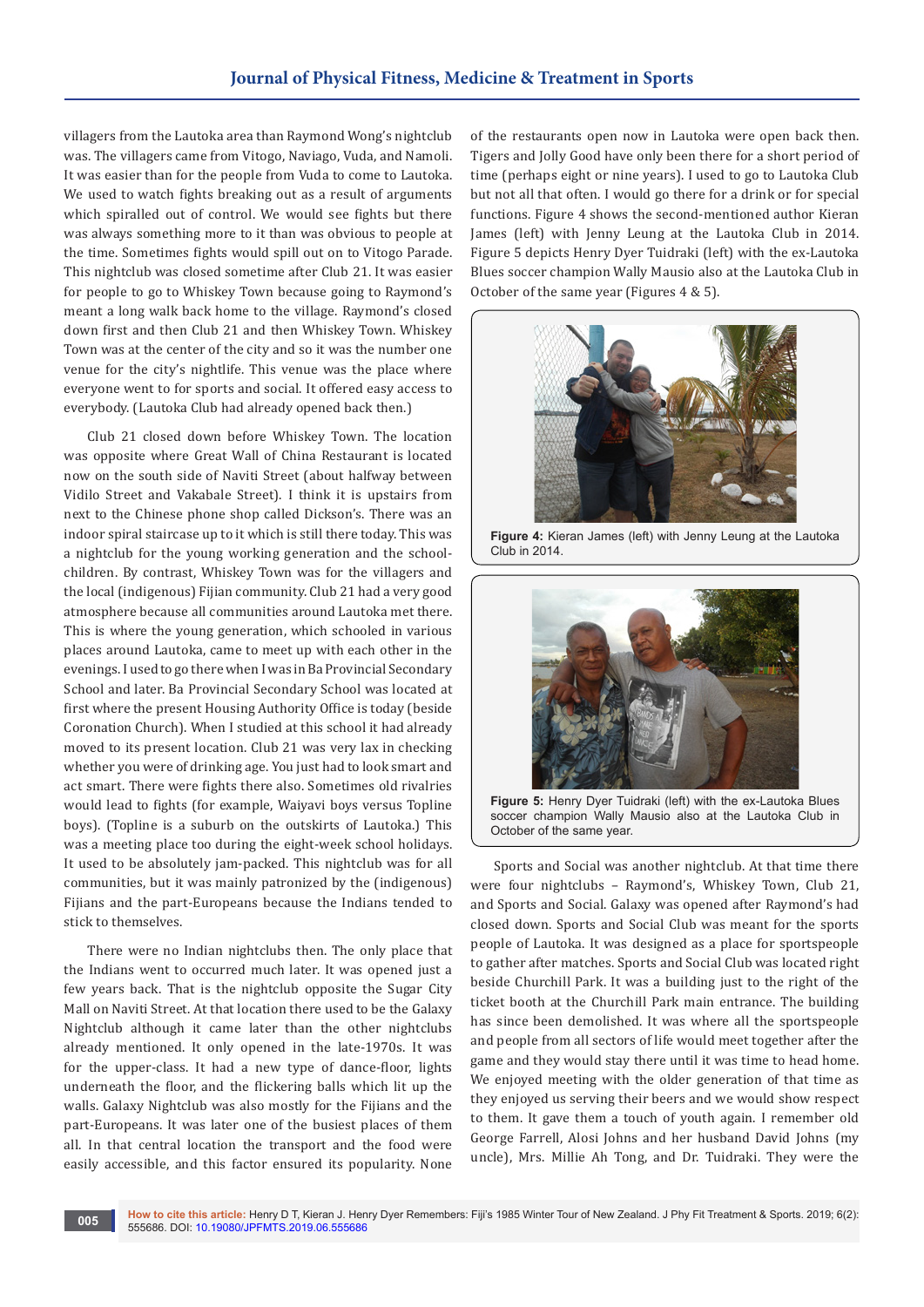villagers from the Lautoka area than Raymond Wong's nightclub was. The villagers came from Vitogo, Naviago, Vuda, and Namoli. It was easier than for the people from Vuda to come to Lautoka. We used to watch fights breaking out as a result of arguments which spiralled out of control. We would see fights but there was always something more to it than was obvious to people at the time. Sometimes fights would spill out on to Vitogo Parade. This nightclub was closed sometime after Club 21. It was easier for people to go to Whiskey Town because going to Raymond's meant a long walk back home to the village. Raymond's closed down first and then Club 21 and then Whiskey Town. Whiskey Town was at the center of the city and so it was the number one venue for the city's nightlife. This venue was the place where everyone went to for sports and social. It offered easy access to everybody. (Lautoka Club had already opened back then.)

Club 21 closed down before Whiskey Town. The location was opposite where Great Wall of China Restaurant is located now on the south side of Naviti Street (about halfway between Vidilo Street and Vakabale Street). I think it is upstairs from next to the Chinese phone shop called Dickson's. There was an indoor spiral staircase up to it which is still there today. This was a nightclub for the young working generation and the school-children. By contrast, Whiskey Town was for the villagers and the local (indigenous) Fijian community. Club 21 had a very good atmosphere because all communities around Lautoka met there. This is where the young generation, which schooled in various places around Lautoka, came to meet up with each other in the evenings. I used to go there when I was in Ba Provincial Secondary School and later. Ba Provincial Secondary School was located at first where the present Housing Authority Office is today (beside Coronation Church). When I studied at this school it had already moved to its present location. Club 21 was very lax in checking whether you were of drinking age. You just had to look smart and act smart. There were fights there also. Sometimes old rivalries would lead to fights (for example, Waiyavi boys versus Topline boys). (Topline is a suburb on the outskirts of Lautoka.) This was a meeting place too during the eight-week school holidays. It used to be absolutely jam-packed. This nightclub was for all communities, but it was mainly patronized by the (indigenous) Fijians and the part-Europeans because the Indians tended to stick to themselves.

There were no Indian nightclubs then. The only place that the Indians went to occurred much later. It was opened just a few years back. That is the nightclub opposite the Sugar City Mall on Naviti Street. At that location there used to be the Galaxy Nightclub although it came later than the other nightclubs already mentioned. It only opened in the late-1970s. It was for the upper-class. It had a new type of dance-floor, lights underneath the floor, and the flickering balls which lit up the walls. Galaxy Nightclub was also mostly for the Fijians and the part-Europeans. It was later one of the busiest places of them all. In that central location the transport and the food were easily accessible, and this factor ensured its popularity. None of the restaurants open now in Lautoka were open back then. Tigers and Jolly Good have only been there for a short period of time (perhaps eight or nine years). I used to go to Lautoka Club but not all that often. I would go there for a drink or for special functions. Figure 4 shows the second-mentioned author Kieran James (left) with Jenny Leung at the Lautoka Club in 2014. Figure 5 depicts Henry Dyer Tuidraki (left) with the ex-Lautoka Blues soccer champion Wally Mausio also at the Lautoka Club in October of the same year (Figures 4 & 5).

**Figure 4:** Kieran James (left) with Jenny Leung at the Lautoka Club in 2014.

**Figure 5:** Henry Dyer Tuidraki (left) with the ex-Lautoka Blues soccer champion Wally Mausio also at the Lautoka Club in October of the same year.

Sports and Social was another nightclub. At that time there were four nightclubs – Raymond's, Whiskey Town, Club 21, and Sports and Social. Galaxy was opened after Raymond's had closed down. Sports and Social Club was meant for the sports people of Lautoka. It was designed as a place for sportspeople to gather after matches. Sports and Social Club was located right beside Churchill Park. It was a building just to the right of the ticket booth at the Churchill Park main entrance. The building has since been demolished. It was where all the sportspeople and people from all sectors of life would meet together after the game and they would stay there until it was time to head home. We enjoyed meeting with the older generation of that time as they enjoyed us serving their beers and we would show respect to them. It gave them a touch of youth again. I remember old George Farrell, Alosi Johns and her husband David Johns (my uncle), Mrs. Millie Ah Tong, and Dr. Tuidraki. They were the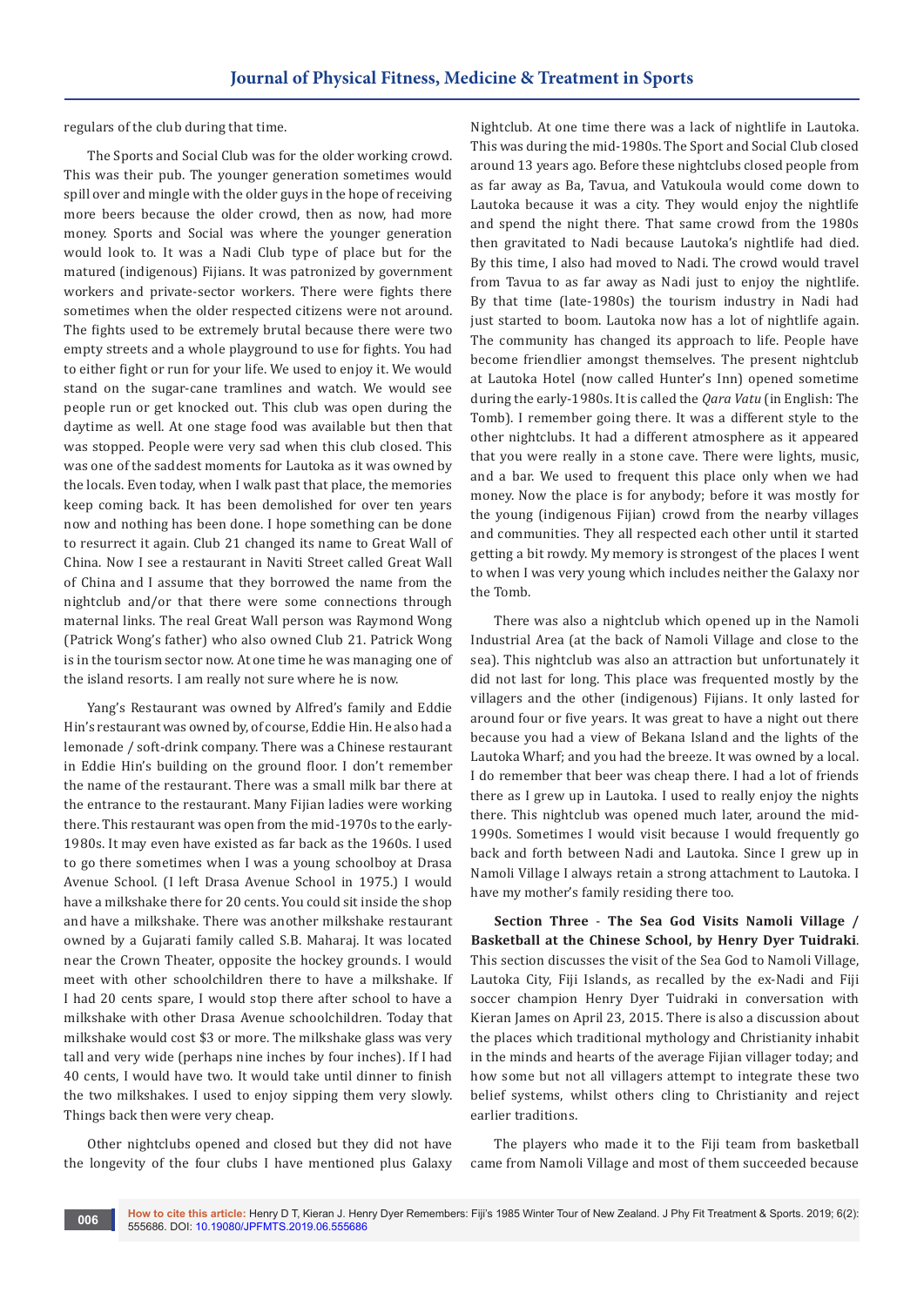regulars of the club during that time.

The Sports and Social Club was for the older working crowd. This was their pub. The younger generation sometimes would spill over and mingle with the older guys in the hope of receiving more beers because the older crowd, then as now, had more money. Sports and Social was where the younger generation would look to. It was a Nadi Club type of place but for the matured (indigenous) Fijians. It was patronized by government workers and private-sector workers. There were fights there sometimes when the older respected citizens were not around. The fights used to be extremely brutal because there were two empty streets and a whole playground to use for fights. You had to either fight or run for your life. We used to enjoy it. We would stand on the sugar-cane tramlines and watch. We would see people run or get knocked out. This club was open during the daytime as well. At one stage food was available but then that was stopped. People were very sad when this club closed. This was one of the saddest moments for Lautoka as it was owned by the locals. Even today, when I walk past that place, the memories keep coming back. It has been demolished for over ten years now and nothing has been done. I hope something can be done to resurrect it again. Club 21 changed its name to Great Wall of China. Now I see a restaurant in Naviti Street called Great Wall of China and I assume that they borrowed the name from the nightclub and/or that there were some connections through maternal links. The real Great Wall person was Raymond Wong (Patrick Wong's father) who also owned Club 21. Patrick Wong is in the tourism sector now. At one time he was managing one of the island resorts. I am really not sure where he is now.

Yang's Restaurant was owned by Alfred's family and Eddie Hin's restaurant was owned by, of course, Eddie Hin. He also had a lemonade / soft-drink company. There was a Chinese restaurant in Eddie Hin's building on the ground floor. I don't remember the name of the restaurant. There was a small milk bar there at the entrance to the restaurant. Many Fijian ladies were working there. This restaurant was open from the mid-1970s to the early-1980s. It may even have existed as far back as the 1960s. I used to go there sometimes when I was a young schoolboy at Drasa Avenue School. (I left Drasa Avenue School in 1975.) I would have a milkshake there for 20 cents. You could sit inside the shop and have a milkshake. There was another milkshake restaurant owned by a Gujarati family called S.B. Maharaj. It was located near the Crown Theater, opposite the hockey grounds. I would meet with other schoolchildren there to have a milkshake. If I had 20 cents spare, I would stop there after school to have a milkshake with other Drasa Avenue schoolchildren. Today that milkshake would cost $3 or more. The milkshake glass was very tall and very wide (perhaps nine inches by four inches). If I had 40 cents, I would have two. It would take until dinner to finish the two milkshakes. I used to enjoy sipping them very slowly. Things back then were very cheap.

Other nightclubs opened and closed but they did not have the longevity of the four clubs I have mentioned plus Galaxy Nightclub. At one time there was a lack of nightlife in Lautoka. This was during the mid-1980s. The Sport and Social Club closed around 13 years ago. Before these nightclubs closed people from as far away as Ba, Tavua, and Vatukoula would come down to Lautoka because it was a city. They would enjoy the nightlife and spend the night there. That same crowd from the 1980s then gravitated to Nadi because Lautoka's nightlife had died. By this time, I also had moved to Nadi. The crowd would travel from Tavua to as far away as Nadi just to enjoy the nightlife. By that time (late-1980s) the tourism industry in Nadi had just started to boom. Lautoka now has a lot of nightlife again. The community has changed its approach to life. People have become friendlier amongst themselves. The present nightclub at Lautoka Hotel (now called Hunter's Inn) opened sometime during the early-1980s. It is called the *Qara Vatu* (in English: The Tomb). I remember going there. It was a different style to the other nightclubs. It had a different atmosphere as it appeared that you were really in a stone cave. There were lights, music, and a bar. We used to frequent this place only when we had money. Now the place is for anybody; before it was mostly for the young (indigenous Fijian) crowd from the nearby villages and communities. They all respected each other until it started getting a bit rowdy. My memory is strongest of the places I went to when I was very young which includes neither the Galaxy nor the Tomb.

There was also a nightclub which opened up in the Namoli Industrial Area (at the back of Namoli Village and close to the sea). This nightclub was also an attraction but unfortunately it did not last for long. This place was frequented mostly by the villagers and the other (indigenous) Fijians. It only lasted for around four or five years. It was great to have a night out there because you had a view of Bekana Island and the lights of the Lautoka Wharf; and you had the breeze. It was owned by a local. I do remember that beer was cheap there. I had a lot of friends there as I grew up in Lautoka. I used to really enjoy the nights there. This nightclub was opened much later, around the mid-1990s. Sometimes I would visit because I would frequently go back and forth between Nadi and Lautoka. Since I grew up in Namoli Village I always retain a strong attachment to Lautoka. I have my mother's family residing there too.

**Section Three - The Sea God Visits Namoli Village / Basketball at the Chinese School, by Henry Dyer Tuidraki**. This section discusses the visit of the Sea God to Namoli Village, Lautoka City, Fiji Islands, as recalled by the ex-Nadi and Fiji soccer champion Henry Dyer Tuidraki in conversation with Kieran James on April 23, 2015. There is also a discussion about the places which traditional mythology and Christianity inhabit in the minds and hearts of the average Fijian villager today; and how some but not all villagers attempt to integrate these two belief systems, whilst others cling to Christianity and reject earlier traditions.

The players who made it to the Fiji team from basketball came from Namoli Village and most of them succeeded because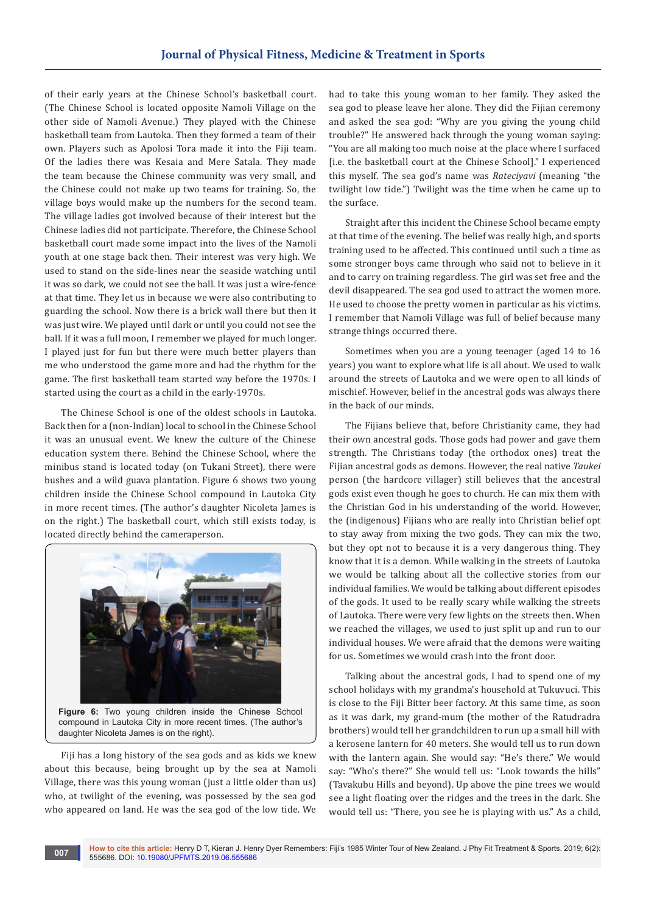of their early years at the Chinese School's basketball court. (The Chinese School is located opposite Namoli Village on the other side of Namoli Avenue.) They played with the Chinese basketball team from Lautoka. Then they formed a team of their own. Players such as Apolosi Tora made it into the Fiji team. Of the ladies there was Kesaia and Mere Satala. They made the team because the Chinese community was very small, and the Chinese could not make up two teams for training. So, the village boys would make up the numbers for the second team. The village ladies got involved because of their interest but the Chinese ladies did not participate. Therefore, the Chinese School basketball court made some impact into the lives of the Namoli youth at one stage back then. Their interest was very high. We used to stand on the side-lines near the seaside watching until it was so dark, we could not see the ball. It was just a wire-fence at that time. They let us in because we were also contributing to guarding the school. Now there is a brick wall there but then it was just wire. We played until dark or until you could not see the ball. If it was a full moon, I remember we played for much longer. I played just for fun but there were much better players than me who understood the game more and had the rhythm for the game. The first basketball team started way before the 1970s. I started using the court as a child in the early-1970s.

The Chinese School is one of the oldest schools in Lautoka. Back then for a (non-Indian) local to school in the Chinese School it was an unusual event. We knew the culture of the Chinese education system there. Behind the Chinese School, where the minibus stand is located today (on Tukani Street), there were bushes and a wild guava plantation. Figure 6 shows two young children inside the Chinese School compound in Lautoka City in more recent times. (The author's daughter Nicoleta James is on the right.) The basketball court, which still exists today, is located directly behind the cameraperson.

**Figure 6:** Two young children inside the Chinese School compound in Lautoka City in more recent times. (The author's daughter Nicoleta James is on the right).

Fiji has a long history of the sea gods and as kids we knew about this because, being brought up by the sea at Namoli Village, there was this young woman (just a little older than us) who, at twilight of the evening, was possessed by the sea god who appeared on land. He was the sea god of the low tide. We had to take this young woman to her family. They asked the sea god to please leave her alone. They did the Fijian ceremony and asked the sea god: "Why are you giving the young child trouble?" He answered back through the young woman saying: "You are all making too much noise at the place where I surfaced [i.e. the basketball court at the Chinese School]." I experienced this myself. The sea god's name was *Rateciyavi* (meaning "the twilight low tide.") Twilight was the time when he came up to the surface.

Straight after this incident the Chinese School became empty at that time of the evening. The belief was really high, and sports training used to be affected. This continued until such a time as some stronger boys came through who said not to believe in it and to carry on training regardless. The girl was set free and the devil disappeared. The sea god used to attract the women more. He used to choose the pretty women in particular as his victims. I remember that Namoli Village was full of belief because many strange things occurred there.

Sometimes when you are a young teenager (aged 14 to 16 years) you want to explore what life is all about. We used to walk around the streets of Lautoka and we were open to all kinds of mischief. However, belief in the ancestral gods was always there in the back of our minds.

The Fijians believe that, before Christianity came, they had their own ancestral gods. Those gods had power and gave them strength. The Christians today (the orthodox ones) treat the Fijian ancestral gods as demons. However, the real native *Taukei* person (the hardcore villager) still believes that the ancestral gods exist even though he goes to church. He can mix them with the Christian God in his understanding of the world. However, the (indigenous) Fijians who are really into Christian belief opt to stay away from mixing the two gods. They can mix the two, but they opt not to because it is a very dangerous thing. They know that it is a demon. While walking in the streets of Lautoka we would be talking about all the collective stories from our individual families. We would be talking about different episodes of the gods. It used to be really scary while walking the streets of Lautoka. There were very few lights on the streets then. When we reached the villages, we used to just split up and run to our individual houses. We were afraid that the demons were waiting for us. Sometimes we would crash into the front door.

Talking about the ancestral gods, I had to spend one of my school holidays with my grandma's household at Tukuvuci. This is close to the Fiji Bitter beer factory. At this same time, as soon as it was dark, my grand-mum (the mother of the Ratudradra brothers) would tell her grandchildren to run up a small hill with a kerosene lantern for 40 meters. She would tell us to run down with the lantern again. She would say: "He's there." We would say: "Who's there?" She would tell us: "Look towards the hills" (Tavakubu Hills and beyond). Up above the pine trees we would see a light floating over the ridges and the trees in the dark. She would tell us: "There, you see he is playing with us." As a child,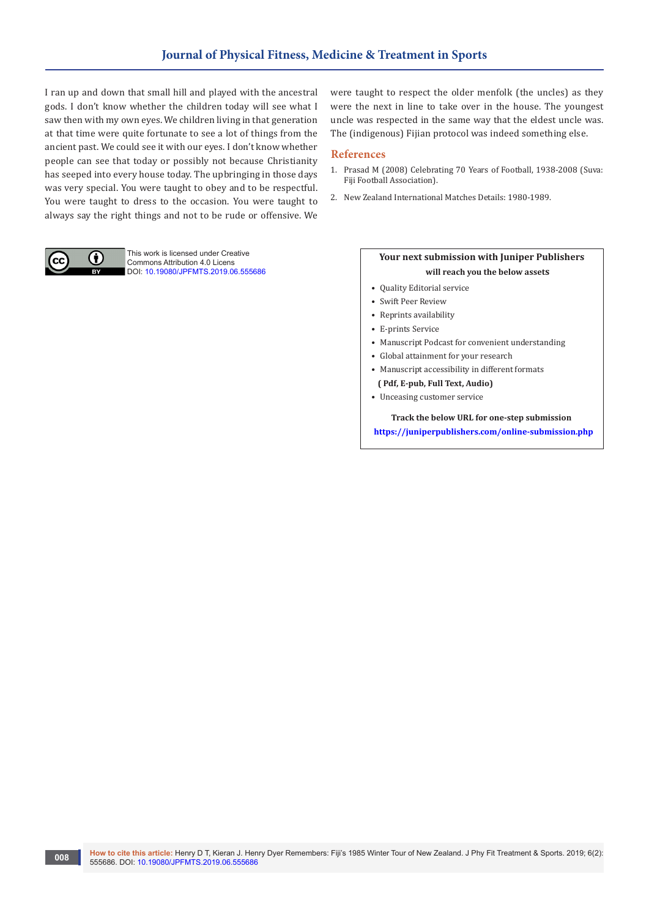I ran up and down that small hill and played with the ancestral gods. I don't know whether the children today will see what I saw then with my own eyes. We children living in that generation at that time were quite fortunate to see a lot of things from the ancient past. We could see it with our eyes. I don't know whether people can see that today or possibly not because Christianity has seeped into every house today. The upbringing in those days was very special. You were taught to obey and to be respectful. You were taught to dress to the occasion. You were taught to always say the right things and not to be rude or offensive. We were taught to respect the older menfolk (the uncles) as they were the next in line to take over in the house. The youngest uncle was respected in the same way that the eldest uncle was. The (indigenous) Fijian protocol was indeed something else.

## References

1. Prasad M (2008) Celebrating 70 Years of Football, 1938-2008 (Suva: Fiji Football Association).
2. New Zealand International Matches Details: 1980-1989.

This work is licensed under Creative Commons Attribution 4.0 Licens
DOI: 10.19080/JPFMTS.2019.06.555686

**Your next submission with Juniper Publishers will reach you the below assets**

- Quality Editorial service
- Swift Peer Review
- Reprints availability
- E-prints Service
- Manuscript Podcast for convenient understanding
- Global attainment for your research
- Manuscript accessibility in different formats
  **( Pdf, E-pub, Full Text, Audio)**
- Unceasing customer service

**Track the below URL for one-step submission**
**https://juniperpublishers.com/online-submission.php**

**How to cite this article:** Henry D T, Kieran J. Henry Dyer Remembers: Fiji's 1985 Winter Tour of New Zealand. J Phy Fit Treatment & Sports. 2019; 6(2): 555686. DOI: 10.19080/JPFMTS.2019.06.555686